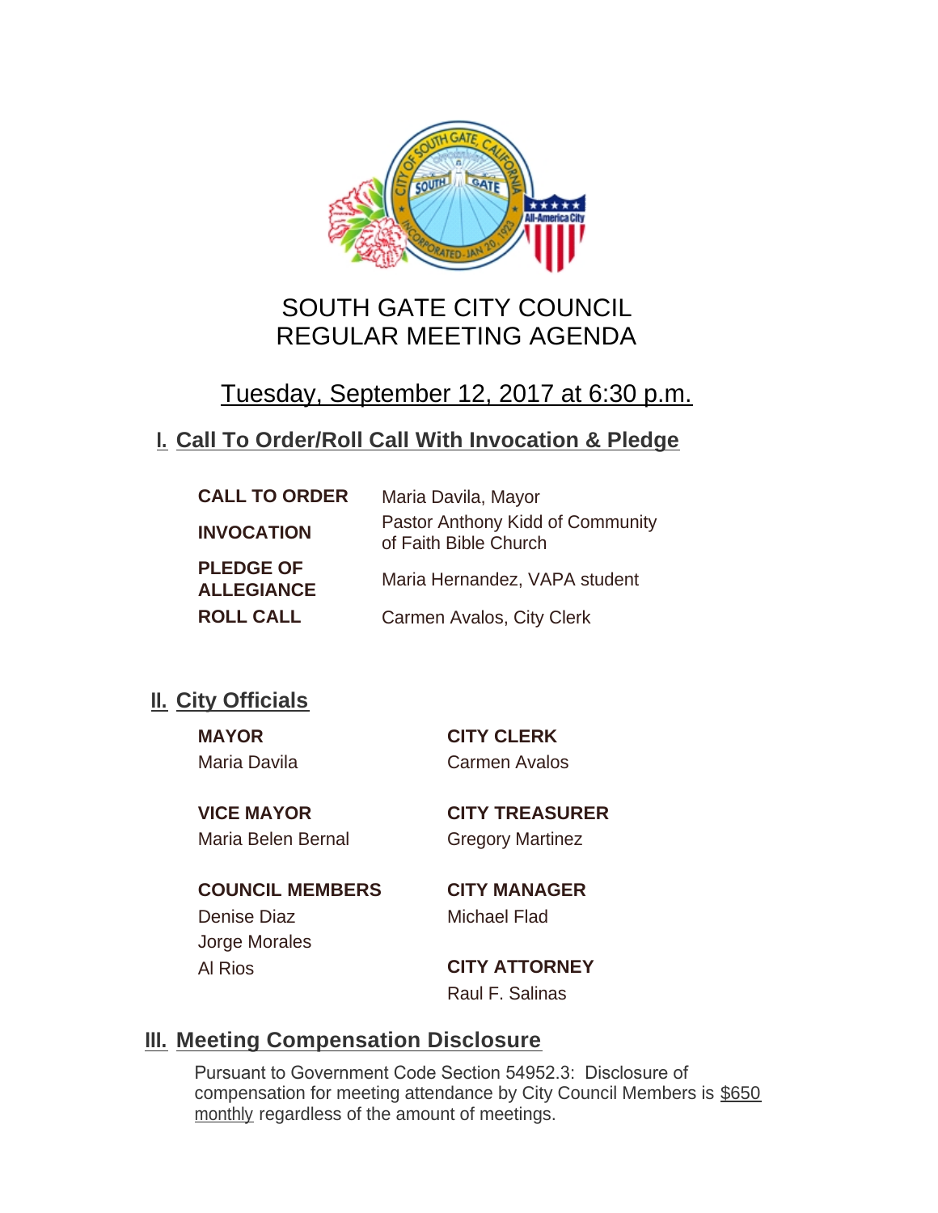# SOUTH GATE CITY COUNCIL
# REGULAR MEETING AGENDA

## Tuesday, September 12, 2017 at 6:30 p.m.

## I. Call To Order/Roll Call With Invocation & Pledge

| | |
|---|---|
| **CALL TO ORDER** | Maria Davila, Mayor |
| **INVOCATION** | Pastor Anthony Kidd of Community of Faith Bible Church |
| **PLEDGE OF ALLEGIANCE** | Maria Hernandez, VAPA student |
| **ROLL CALL** | Carmen Avalos, City Clerk |

## II. City Officials

**MAYOR**
Maria Davila

**VICE MAYOR**
Maria Belen Bernal

**COUNCIL MEMBERS**
Denise Diaz
Jorge Morales
Al Rios

**CITY CLERK**
Carmen Avalos

**CITY TREASURER**
Gregory Martinez

**CITY MANAGER**
Michael Flad

**CITY ATTORNEY**
Raul F. Salinas

## III. Meeting Compensation Disclosure

Pursuant to Government Code Section 54952.3: Disclosure of compensation for meeting attendance by City Council Members is $650 monthly regardless of the amount of meetings.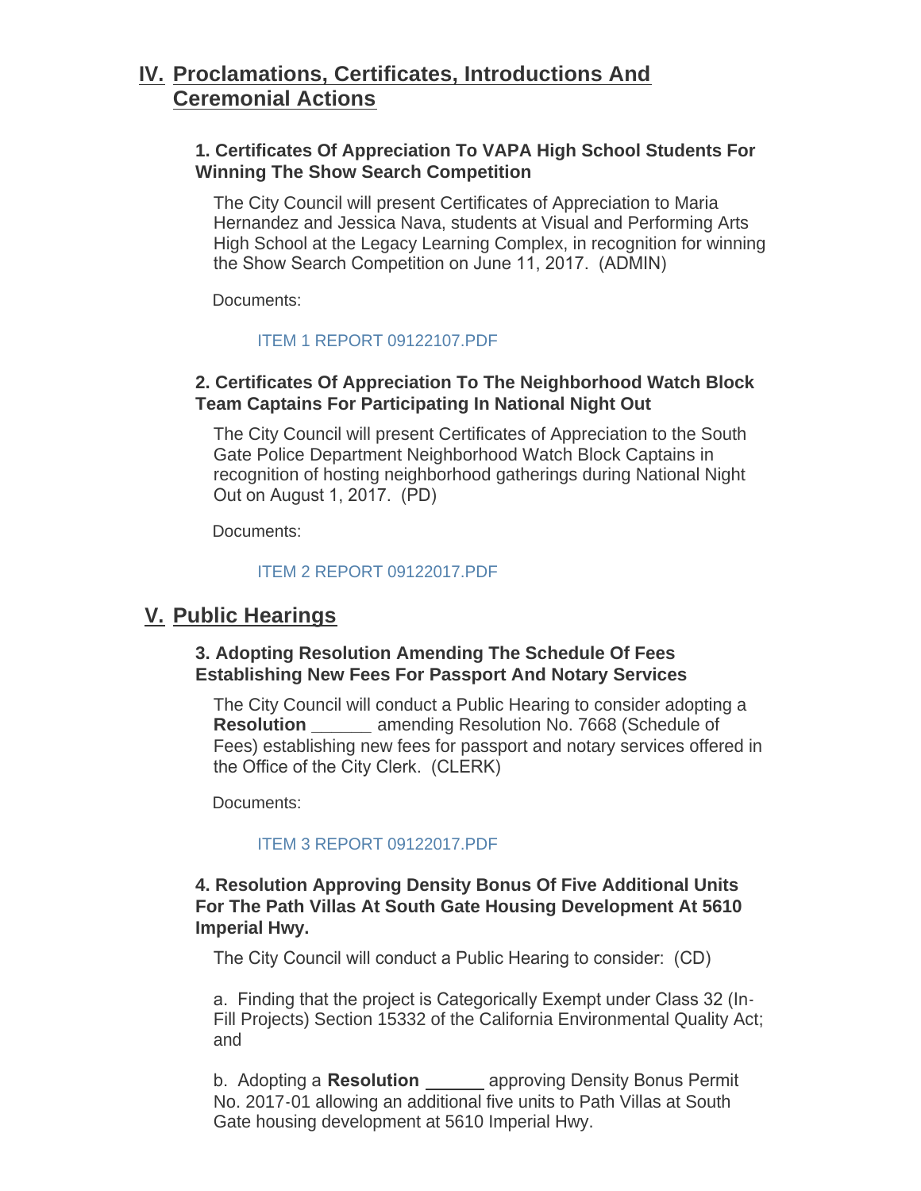## IV. Proclamations, Certificates, Introductions And Ceremonial Actions

### 1. Certificates Of Appreciation To VAPA High School Students For Winning The Show Search Competition

The City Council will present Certificates of Appreciation to Maria Hernandez and Jessica Nava, students at Visual and Performing Arts High School at the Legacy Learning Complex, in recognition for winning the Show Search Competition on June 11, 2017. (ADMIN)

Documents:

ITEM 1 REPORT 09122107.PDF

### 2. Certificates Of Appreciation To The Neighborhood Watch Block Team Captains For Participating In National Night Out

The City Council will present Certificates of Appreciation to the South Gate Police Department Neighborhood Watch Block Captains in recognition of hosting neighborhood gatherings during National Night Out on August 1, 2017. (PD)

Documents:

ITEM 2 REPORT 09122017.PDF

## V. Public Hearings

### 3. Adopting Resolution Amending The Schedule Of Fees Establishing New Fees For Passport And Notary Services

The City Council will conduct a Public Hearing to consider adopting a **Resolution ______** amending Resolution No. 7668 (Schedule of Fees) establishing new fees for passport and notary services offered in the Office of the City Clerk. (CLERK)

Documents:

ITEM 3 REPORT 09122017.PDF

### 4. Resolution Approving Density Bonus Of Five Additional Units For The Path Villas At South Gate Housing Development At 5610 Imperial Hwy.

The City Council will conduct a Public Hearing to consider: (CD)

a. Finding that the project is Categorically Exempt under Class 32 (In-Fill Projects) Section 15332 of the California Environmental Quality Act; and

b. Adopting a **Resolution ______** approving Density Bonus Permit No. 2017-01 allowing an additional five units to Path Villas at South Gate housing development at 5610 Imperial Hwy.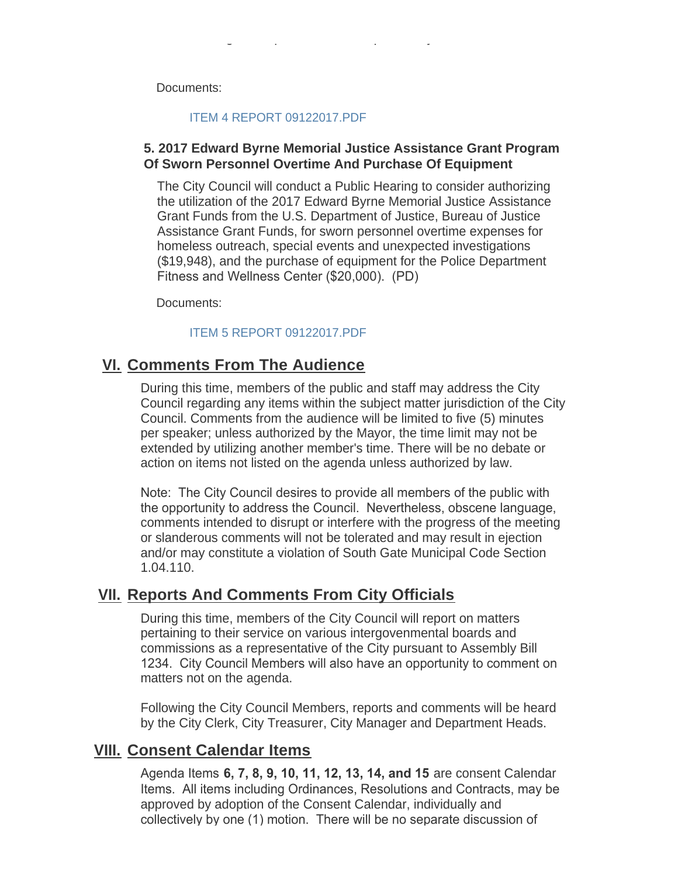Documents:

ITEM 4 REPORT 09122017.PDF

**5. 2017 Edward Byrne Memorial Justice Assistance Grant Program Of Sworn Personnel Overtime And Purchase Of Equipment**

The City Council will conduct a Public Hearing to consider authorizing the utilization of the 2017 Edward Byrne Memorial Justice Assistance Grant Funds from the U.S. Department of Justice, Bureau of Justice Assistance Grant Funds, for sworn personnel overtime expenses for homeless outreach, special events and unexpected investigations ($19,948), and the purchase of equipment for the Police Department Fitness and Wellness Center ($20,000). (PD)

Documents:

ITEM 5 REPORT 09122017.PDF

## VI. Comments From The Audience

During this time, members of the public and staff may address the City Council regarding any items within the subject matter jurisdiction of the City Council. Comments from the audience will be limited to five (5) minutes per speaker; unless authorized by the Mayor, the time limit may not be extended by utilizing another member's time. There will be no debate or action on items not listed on the agenda unless authorized by law.

Note: The City Council desires to provide all members of the public with the opportunity to address the Council. Nevertheless, obscene language, comments intended to disrupt or interfere with the progress of the meeting or slanderous comments will not be tolerated and may result in ejection and/or may constitute a violation of South Gate Municipal Code Section 1.04.110.

## VII. Reports And Comments From City Officials

During this time, members of the City Council will report on matters pertaining to their service on various intergovenmental boards and commissions as a representative of the City pursuant to Assembly Bill 1234. City Council Members will also have an opportunity to comment on matters not on the agenda.

Following the City Council Members, reports and comments will be heard by the City Clerk, City Treasurer, City Manager and Department Heads.

## VIII. Consent Calendar Items

Agenda Items **6, 7, 8, 9, 10, 11, 12, 13, 14, and 15** are consent Calendar Items. All items including Ordinances, Resolutions and Contracts, may be approved by adoption of the Consent Calendar, individually and collectively by one (1) motion. There will be no separate discussion of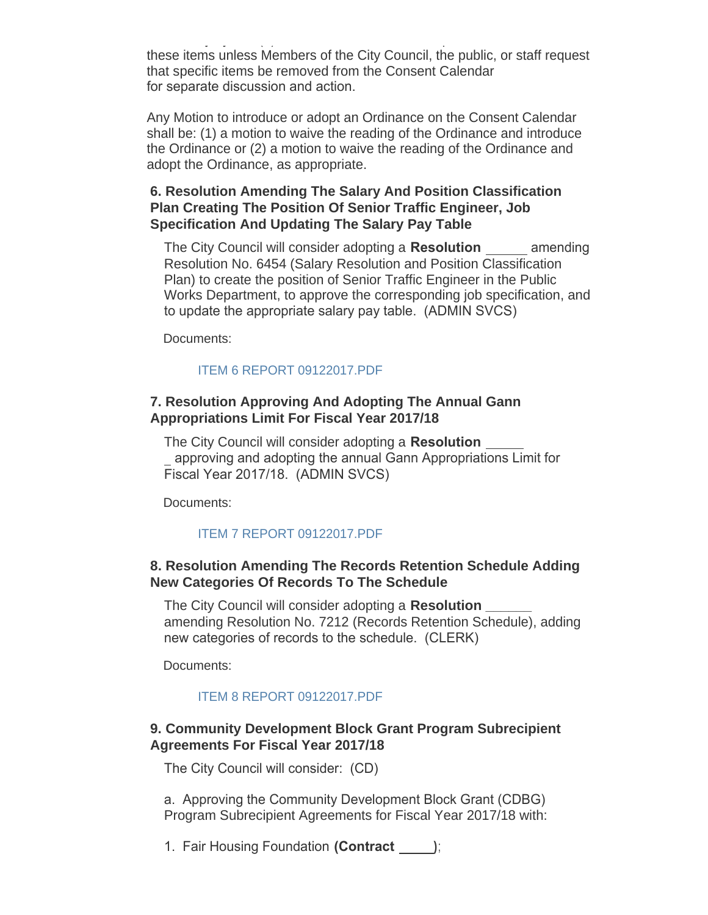these items unless Members of the City Council, the public, or staff request that specific items be removed from the Consent Calendar for separate discussion and action.

Any Motion to introduce or adopt an Ordinance on the Consent Calendar shall be: (1) a motion to waive the reading of the Ordinance and introduce the Ordinance or (2) a motion to waive the reading of the Ordinance and adopt the Ordinance, as appropriate.

### 6. Resolution Amending The Salary And Position Classification Plan Creating The Position Of Senior Traffic Engineer, Job Specification And Updating The Salary Pay Table

The City Council will consider adopting a **Resolution _____** amending Resolution No. 6454 (Salary Resolution and Position Classification Plan) to create the position of Senior Traffic Engineer in the Public Works Department, to approve the corresponding job specification, and to update the appropriate salary pay table. (ADMIN SVCS)

Documents:

ITEM 6 REPORT 09122017.PDF

### 7. Resolution Approving And Adopting The Annual Gann Appropriations Limit For Fiscal Year 2017/18

The City Council will consider adopting a **Resolution ______** approving and adopting the annual Gann Appropriations Limit for Fiscal Year 2017/18. (ADMIN SVCS)

Documents:

ITEM 7 REPORT 09122017.PDF

### 8. Resolution Amending The Records Retention Schedule Adding New Categories Of Records To The Schedule

The City Council will consider adopting a **Resolution ______** amending Resolution No. 7212 (Records Retention Schedule), adding new categories of records to the schedule. (CLERK)

Documents:

ITEM 8 REPORT 09122017.PDF

### 9. Community Development Block Grant Program Subrecipient Agreements For Fiscal Year 2017/18

The City Council will consider: (CD)

a. Approving the Community Development Block Grant (CDBG) Program Subrecipient Agreements for Fiscal Year 2017/18 with:

1. Fair Housing Foundation **(Contract _____)**;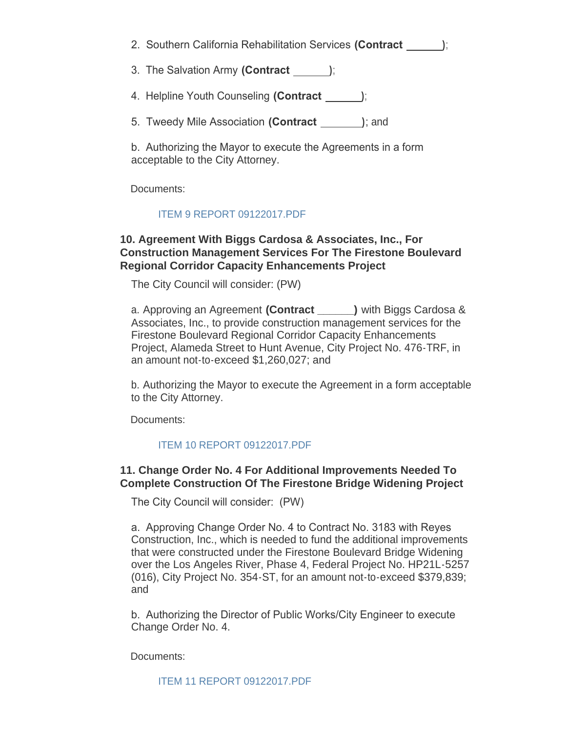2. Southern California Rehabilitation Services **(Contract ______)**;

3. The Salvation Army **(Contract ______)**;

4. Helpline Youth Counseling **(Contract ______)**;

5. Tweedy Mile Association **(Contract _______)**; and

b. Authorizing the Mayor to execute the Agreements in a form acceptable to the City Attorney.

Documents:

ITEM 9 REPORT 09122017.PDF

### 10. Agreement With Biggs Cardosa & Associates, Inc., For Construction Management Services For The Firestone Boulevard Regional Corridor Capacity Enhancements Project

The City Council will consider: (PW)

a. Approving an Agreement **(Contract ______)** with Biggs Cardosa & Associates, Inc., to provide construction management services for the Firestone Boulevard Regional Corridor Capacity Enhancements Project, Alameda Street to Hunt Avenue, City Project No. 476-TRF, in an amount not-to-exceed $1,260,027; and

b. Authorizing the Mayor to execute the Agreement in a form acceptable to the City Attorney.

Documents:

ITEM 10 REPORT 09122017.PDF

### 11. Change Order No. 4 For Additional Improvements Needed To Complete Construction Of The Firestone Bridge Widening Project

The City Council will consider: (PW)

a. Approving Change Order No. 4 to Contract No. 3183 with Reyes Construction, Inc., which is needed to fund the additional improvements that were constructed under the Firestone Boulevard Bridge Widening over the Los Angeles River, Phase 4, Federal Project No. HP21L-5257 (016), City Project No. 354-ST, for an amount not-to-exceed $379,839; and

b. Authorizing the Director of Public Works/City Engineer to execute Change Order No. 4.

Documents:

ITEM 11 REPORT 09122017.PDF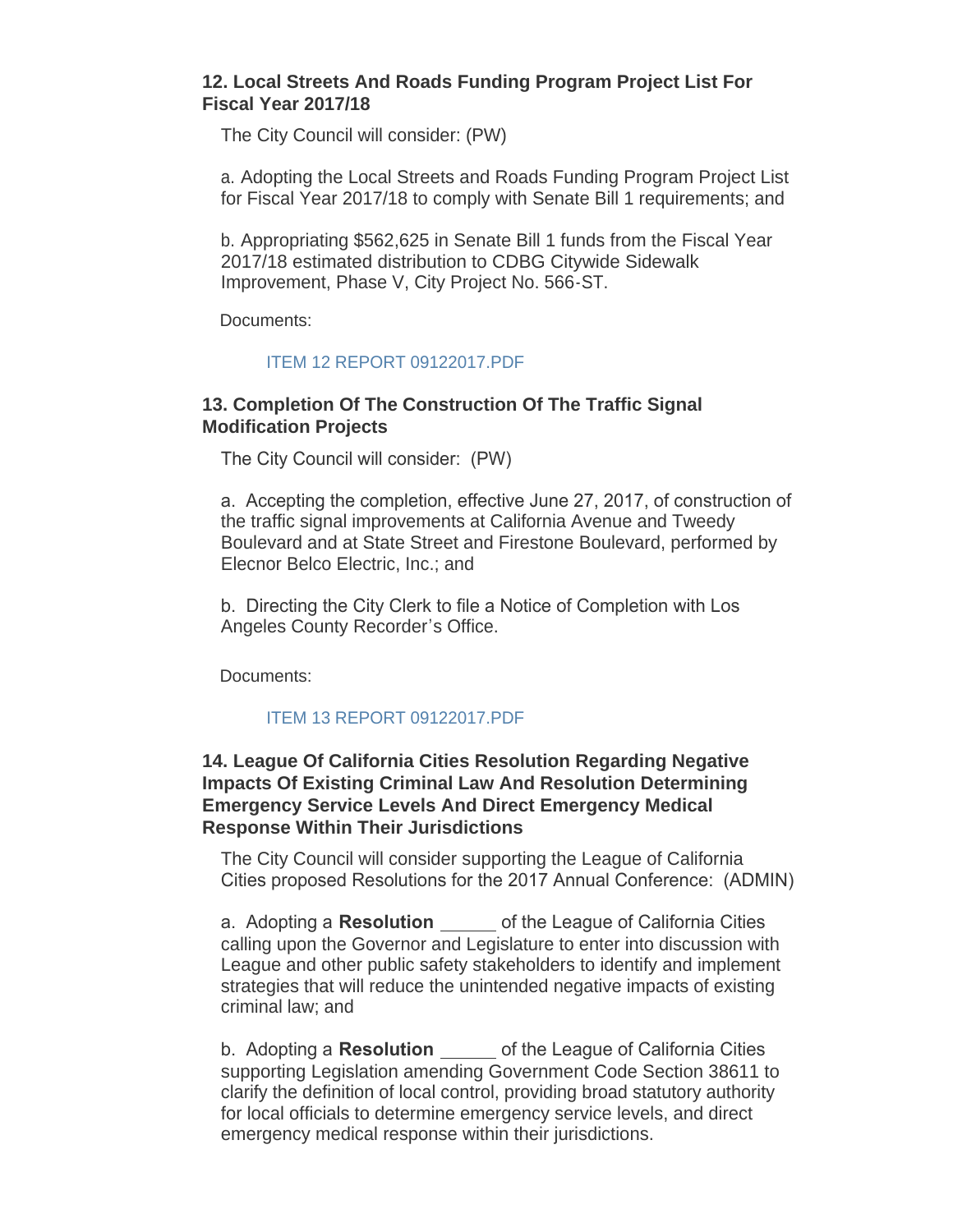### 12. Local Streets And Roads Funding Program Project List For Fiscal Year 2017/18

The City Council will consider: (PW)

a. Adopting the Local Streets and Roads Funding Program Project List for Fiscal Year 2017/18 to comply with Senate Bill 1 requirements; and

b. Appropriating $562,625 in Senate Bill 1 funds from the Fiscal Year 2017/18 estimated distribution to CDBG Citywide Sidewalk Improvement, Phase V, City Project No. 566-ST.

Documents:

ITEM 12 REPORT 09122017.PDF

### 13. Completion Of The Construction Of The Traffic Signal Modification Projects

The City Council will consider: (PW)

a. Accepting the completion, effective June 27, 2017, of construction of the traffic signal improvements at California Avenue and Tweedy Boulevard and at State Street and Firestone Boulevard, performed by Elecnor Belco Electric, Inc.; and

b. Directing the City Clerk to file a Notice of Completion with Los Angeles County Recorder's Office.

Documents:

ITEM 13 REPORT 09122017.PDF

### 14. League Of California Cities Resolution Regarding Negative Impacts Of Existing Criminal Law And Resolution Determining Emergency Service Levels And Direct Emergency Medical Response Within Their Jurisdictions

The City Council will consider supporting the League of California Cities proposed Resolutions for the 2017 Annual Conference: (ADMIN)

a. Adopting a **Resolution** _____ of the League of California Cities calling upon the Governor and Legislature to enter into discussion with League and other public safety stakeholders to identify and implement strategies that will reduce the unintended negative impacts of existing criminal law; and

b. Adopting a **Resolution** _____ of the League of California Cities supporting Legislation amending Government Code Section 38611 to clarify the definition of local control, providing broad statutory authority for local officials to determine emergency service levels, and direct emergency medical response within their jurisdictions.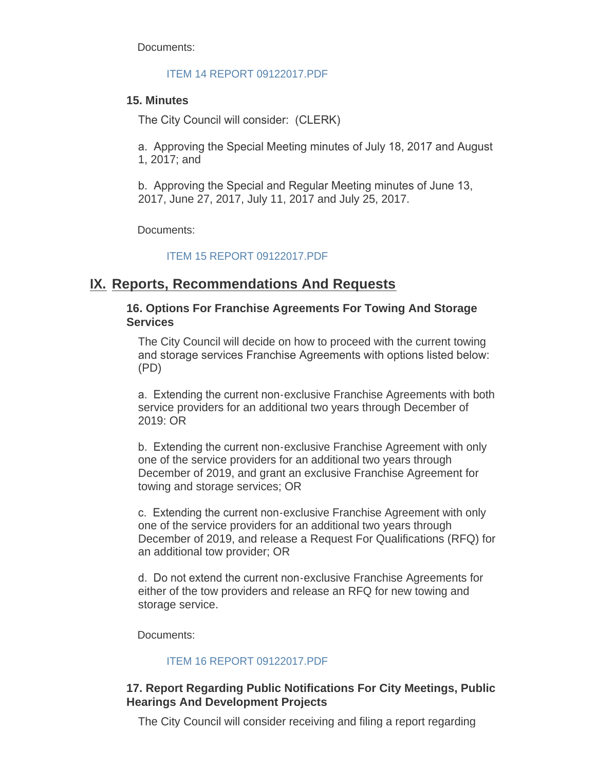Documents:

ITEM 14 REPORT 09122017.PDF

### 15. Minutes

The City Council will consider: (CLERK)

a. Approving the Special Meeting minutes of July 18, 2017 and August 1, 2017; and

b. Approving the Special and Regular Meeting minutes of June 13, 2017, June 27, 2017, July 11, 2017 and July 25, 2017.

Documents:

ITEM 15 REPORT 09122017.PDF

## IX. Reports, Recommendations And Requests

### 16. Options For Franchise Agreements For Towing And Storage Services

The City Council will decide on how to proceed with the current towing and storage services Franchise Agreements with options listed below: (PD)

a. Extending the current non-exclusive Franchise Agreements with both service providers for an additional two years through December of 2019: OR

b. Extending the current non-exclusive Franchise Agreement with only one of the service providers for an additional two years through December of 2019, and grant an exclusive Franchise Agreement for towing and storage services; OR

c. Extending the current non-exclusive Franchise Agreement with only one of the service providers for an additional two years through December of 2019, and release a Request For Qualifications (RFQ) for an additional tow provider; OR

d. Do not extend the current non-exclusive Franchise Agreements for either of the tow providers and release an RFQ for new towing and storage service.

Documents:

ITEM 16 REPORT 09122017.PDF

### 17. Report Regarding Public Notifications For City Meetings, Public Hearings And Development Projects

The City Council will consider receiving and filing a report regarding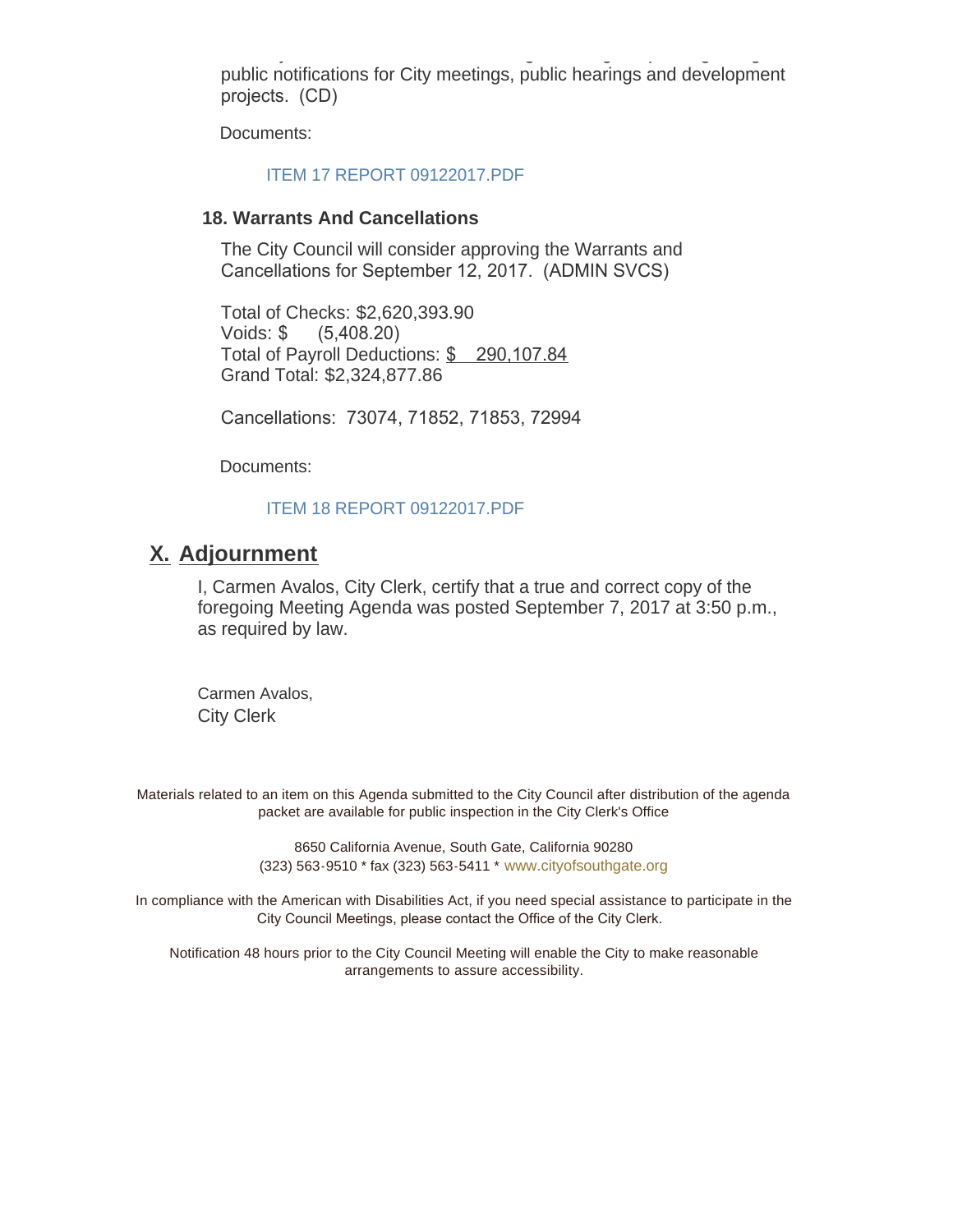public notifications for City meetings, public hearings and development projects. (CD)

Documents:

ITEM 17 REPORT 09122017.PDF

### 18. Warrants And Cancellations

The City Council will consider approving the Warrants and Cancellations for September 12, 2017. (ADMIN SVCS)

Total of Checks: $2,620,393.90
Voids: $ (5,408.20)
Total of Payroll Deductions: $ 290,107.84
Grand Total: $2,324,877.86

Cancellations: 73074, 71852, 71853, 72994

Documents:

ITEM 18 REPORT 09122017.PDF

## X. Adjournment

I, Carmen Avalos, City Clerk, certify that a true and correct copy of the foregoing Meeting Agenda was posted September 7, 2017 at 3:50 p.m., as required by law.

Carmen Avalos,
City Clerk

Materials related to an item on this Agenda submitted to the City Council after distribution of the agenda packet are available for public inspection in the City Clerk's Office

8650 California Avenue, South Gate, California 90280
(323) 563-9510 * fax (323) 563-5411 * www.cityofsouthgate.org

In compliance with the American with Disabilities Act, if you need special assistance to participate in the City Council Meetings, please contact the Office of the City Clerk.

Notification 48 hours prior to the City Council Meeting will enable the City to make reasonable arrangements to assure accessibility.